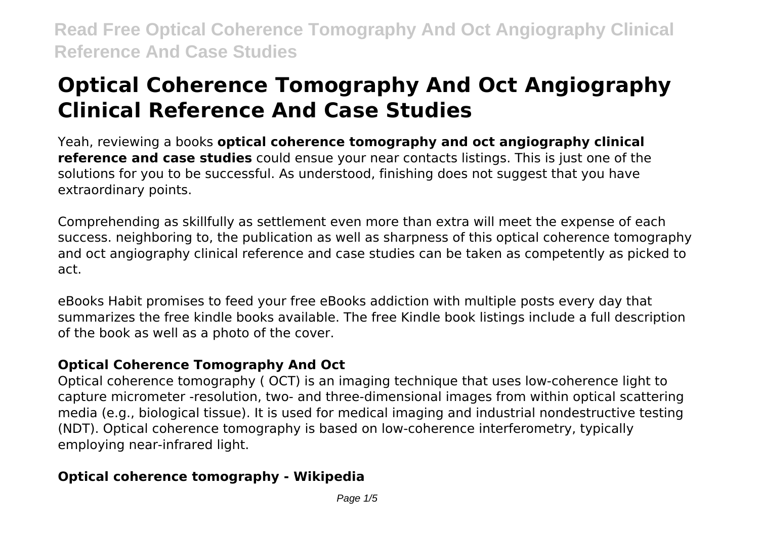# Optical Coherence Tomography And Oct Angiography Clinical Reference And Case Studies

Yeah, reviewing a books **optical coherence tomography and oct angiography clinical reference and case studies** could ensue your near contacts listings. This is just one of the solutions for you to be successful. As understood, finishing does not suggest that you have extraordinary points.

Comprehending as skillfully as settlement even more than extra will meet the expense of each success. neighboring to, the publication as well as sharpness of this optical coherence tomography and oct angiography clinical reference and case studies can be taken as competently as picked to act.

eBooks Habit promises to feed your free eBooks addiction with multiple posts every day that summarizes the free kindle books available. The free Kindle book listings include a full description of the book as well as a photo of the cover.

## Optical Coherence Tomography And Oct

Optical coherence tomography ( OCT) is an imaging technique that uses low-coherence light to capture micrometer -resolution, two- and three-dimensional images from within optical scattering media (e.g., biological tissue). It is used for medical imaging and industrial nondestructive testing (NDT). Optical coherence tomography is based on low-coherence interferometry, typically employing near-infrared light.

## Optical coherence tomography - Wikipedia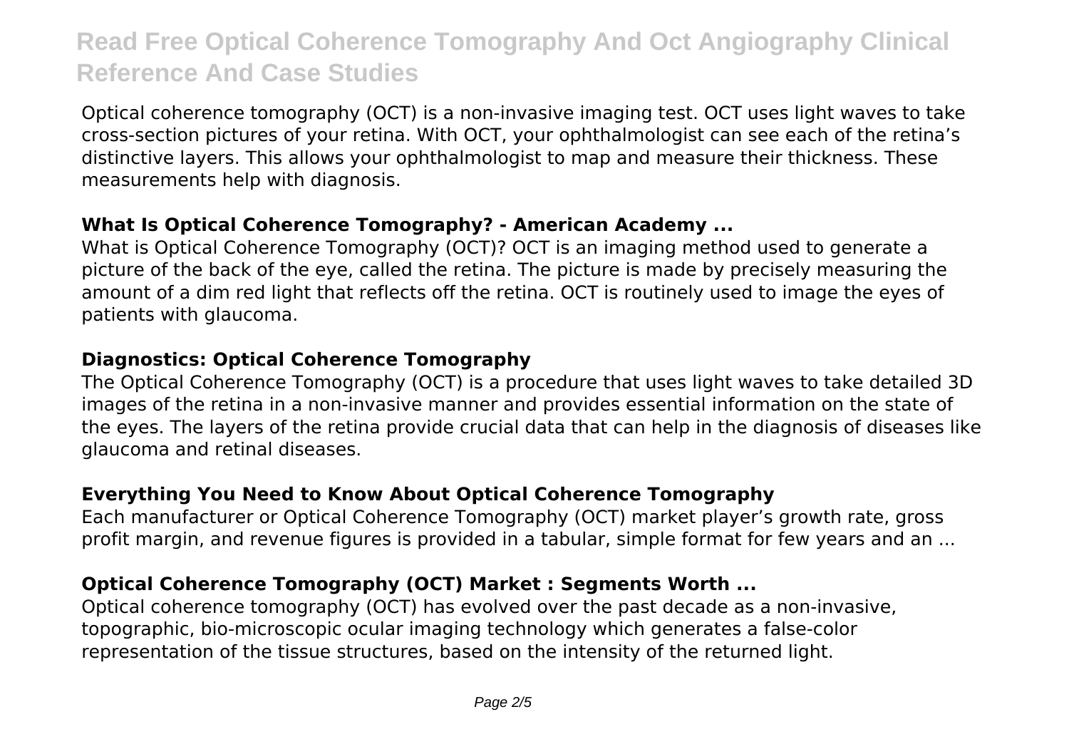Optical coherence tomography (OCT) is a non-invasive imaging test. OCT uses light waves to take cross-section pictures of your retina. With OCT, your ophthalmologist can see each of the retina's distinctive layers. This allows your ophthalmologist to map and measure their thickness. These measurements help with diagnosis.

### What Is Optical Coherence Tomography? - American Academy ...

What is Optical Coherence Tomography (OCT)? OCT is an imaging method used to generate a picture of the back of the eye, called the retina. The picture is made by precisely measuring the amount of a dim red light that reflects off the retina. OCT is routinely used to image the eyes of patients with glaucoma.

### Diagnostics: Optical Coherence Tomography

The Optical Coherence Tomography (OCT) is a procedure that uses light waves to take detailed 3D images of the retina in a non-invasive manner and provides essential information on the state of the eyes. The layers of the retina provide crucial data that can help in the diagnosis of diseases like glaucoma and retinal diseases.

### Everything You Need to Know About Optical Coherence Tomography

Each manufacturer or Optical Coherence Tomography (OCT) market player's growth rate, gross profit margin, and revenue figures is provided in a tabular, simple format for few years and an ...

### Optical Coherence Tomography (OCT) Market : Segments Worth ...

Optical coherence tomography (OCT) has evolved over the past decade as a non-invasive, topographic, bio-microscopic ocular imaging technology which generates a false-color representation of the tissue structures, based on the intensity of the returned light.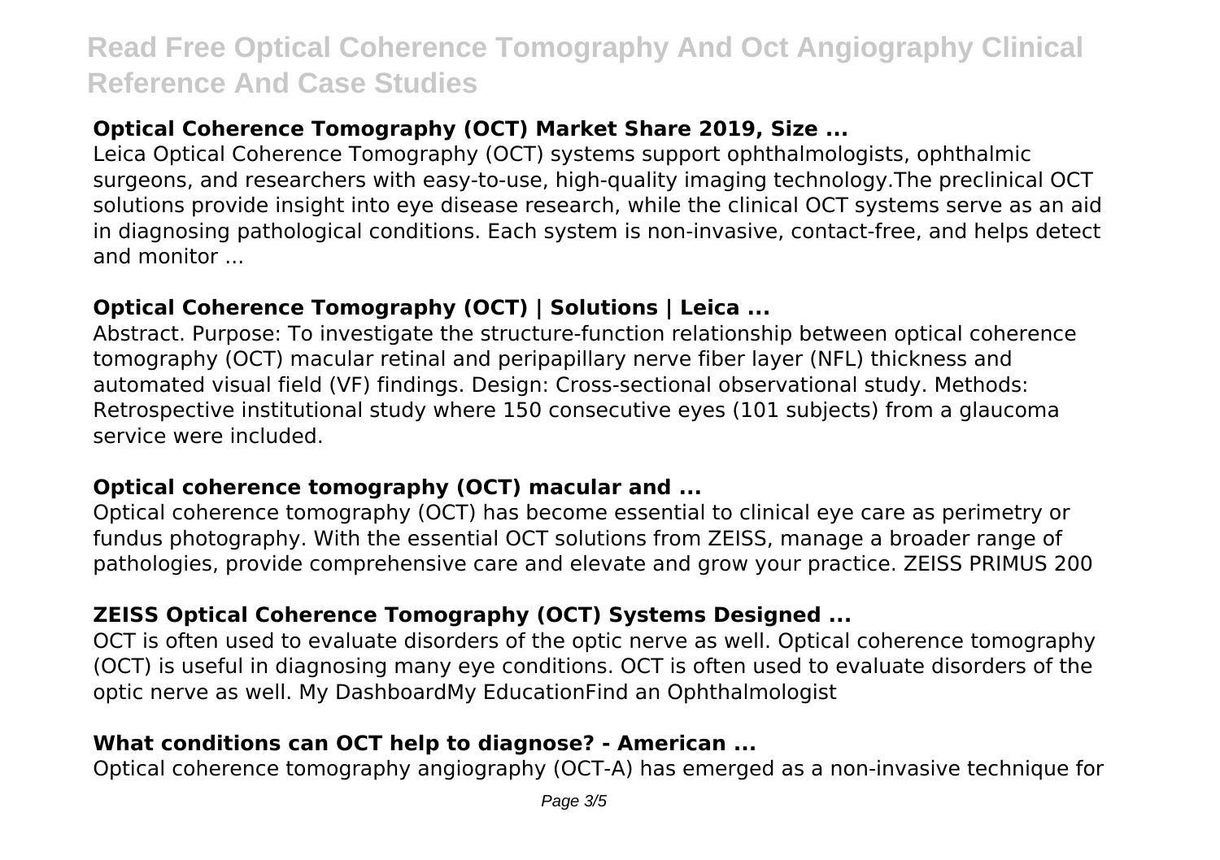### Optical Coherence Tomography (OCT) Market Share 2019, Size ...

Leica Optical Coherence Tomography (OCT) systems support ophthalmologists, ophthalmic surgeons, and researchers with easy-to-use, high-quality imaging technology.The preclinical OCT solutions provide insight into eye disease research, while the clinical OCT systems serve as an aid in diagnosing pathological conditions. Each system is non-invasive, contact-free, and helps detect and monitor ...

### Optical Coherence Tomography (OCT) | Solutions | Leica ...

Abstract. Purpose: To investigate the structure-function relationship between optical coherence tomography (OCT) macular retinal and peripapillary nerve fiber layer (NFL) thickness and automated visual field (VF) findings. Design: Cross-sectional observational study. Methods: Retrospective institutional study where 150 consecutive eyes (101 subjects) from a glaucoma service were included.

### Optical coherence tomography (OCT) macular and ...

Optical coherence tomography (OCT) has become essential to clinical eye care as perimetry or fundus photography. With the essential OCT solutions from ZEISS, manage a broader range of pathologies, provide comprehensive care and elevate and grow your practice. ZEISS PRIMUS 200

### ZEISS Optical Coherence Tomography (OCT) Systems Designed ...

OCT is often used to evaluate disorders of the optic nerve as well. Optical coherence tomography (OCT) is useful in diagnosing many eye conditions. OCT is often used to evaluate disorders of the optic nerve as well. My DashboardMy EducationFind an Ophthalmologist

### What conditions can OCT help to diagnose? - American ...

Optical coherence tomography angiography (OCT-A) has emerged as a non-invasive technique for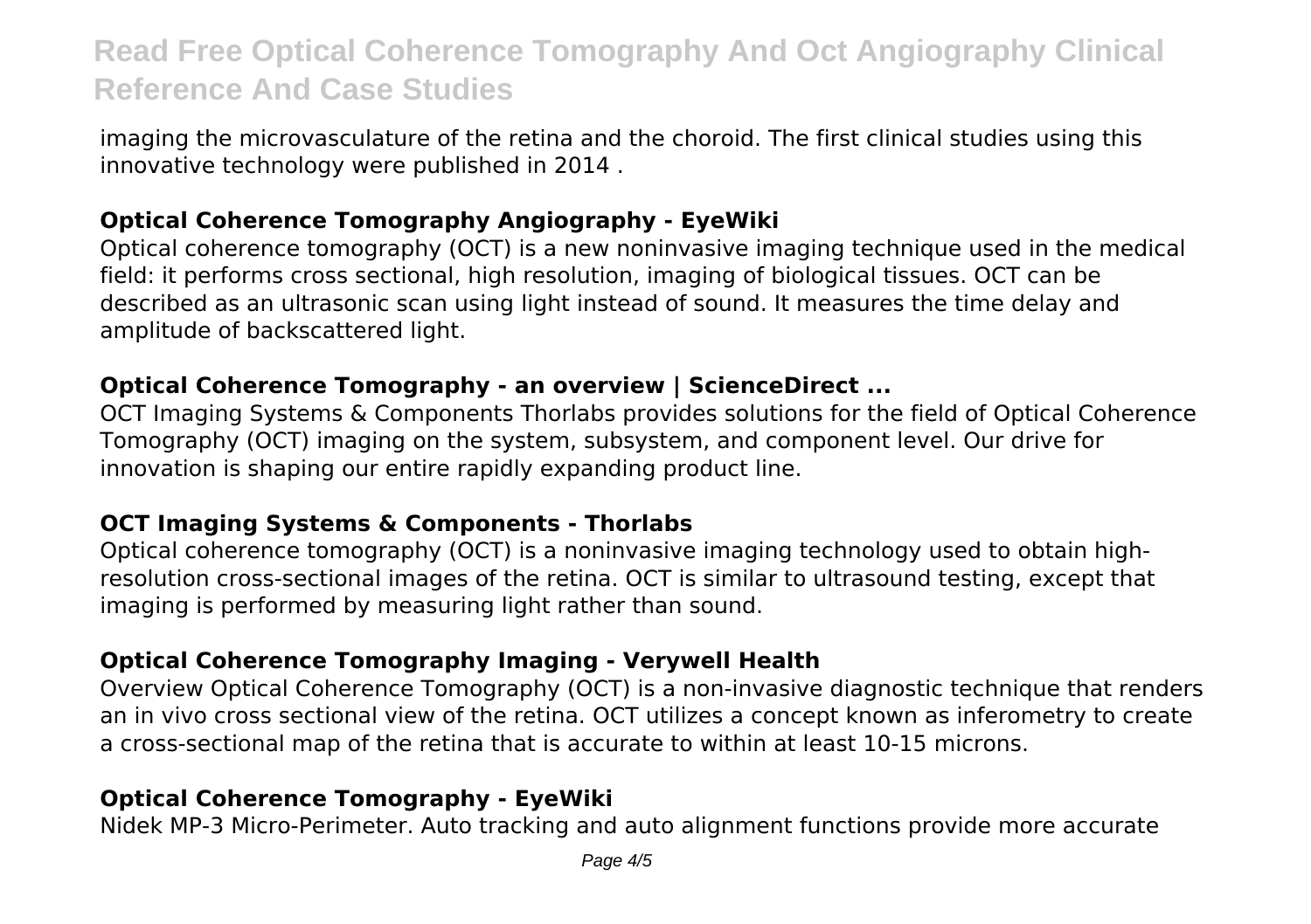imaging the microvasculature of the retina and the choroid. The first clinical studies using this innovative technology were published in 2014 .

### Optical Coherence Tomography Angiography - EyeWiki

Optical coherence tomography (OCT) is a new noninvasive imaging technique used in the medical field: it performs cross sectional, high resolution, imaging of biological tissues. OCT can be described as an ultrasonic scan using light instead of sound. It measures the time delay and amplitude of backscattered light.

### Optical Coherence Tomography - an overview | ScienceDirect ...

OCT Imaging Systems & Components Thorlabs provides solutions for the field of Optical Coherence Tomography (OCT) imaging on the system, subsystem, and component level. Our drive for innovation is shaping our entire rapidly expanding product line.

### OCT Imaging Systems & Components - Thorlabs

Optical coherence tomography (OCT) is a noninvasive imaging technology used to obtain high-resolution cross-sectional images of the retina. OCT is similar to ultrasound testing, except that imaging is performed by measuring light rather than sound.

### Optical Coherence Tomography Imaging - Verywell Health

Overview Optical Coherence Tomography (OCT) is a non-invasive diagnostic technique that renders an in vivo cross sectional view of the retina. OCT utilizes a concept known as inferometry to create a cross-sectional map of the retina that is accurate to within at least 10-15 microns.

### Optical Coherence Tomography - EyeWiki

Nidek MP-3 Micro-Perimeter. Auto tracking and auto alignment functions provide more accurate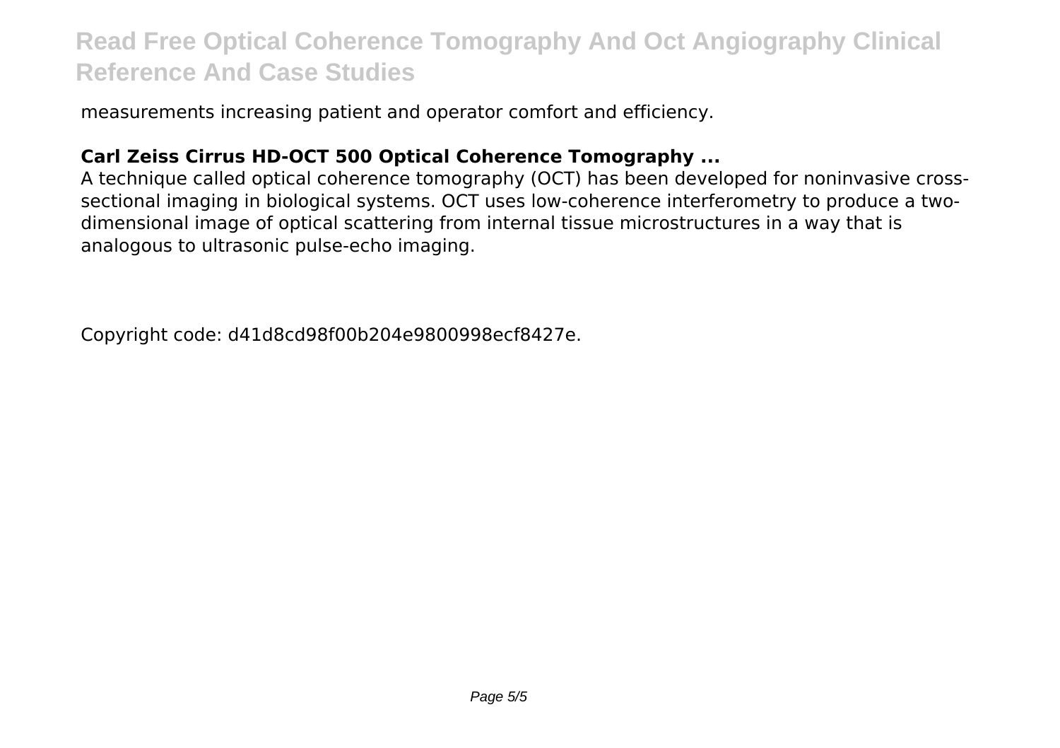measurements increasing patient and operator comfort and efficiency.

**Carl Zeiss Cirrus HD-OCT 500 Optical Coherence Tomography ...**

A technique called optical coherence tomography (OCT) has been developed for noninvasive cross-sectional imaging in biological systems. OCT uses low-coherence interferometry to produce a two-dimensional image of optical scattering from internal tissue microstructures in a way that is analogous to ultrasonic pulse-echo imaging.

Copyright code: d41d8cd98f00b204e9800998ecf8427e.